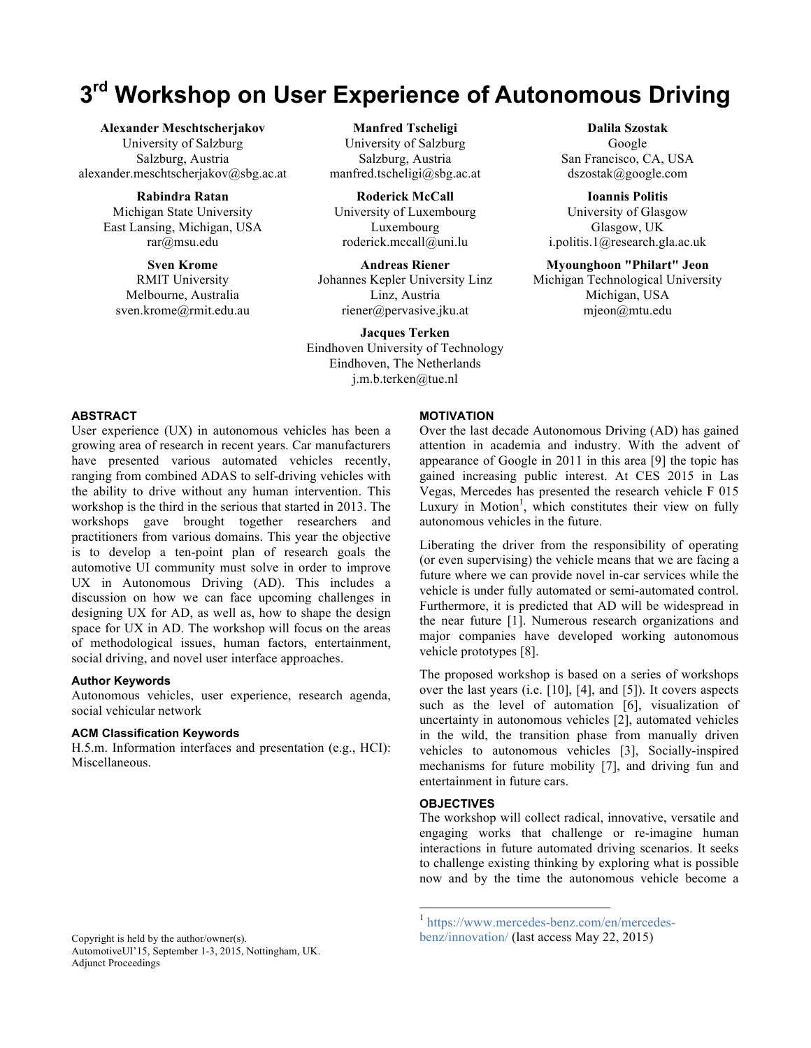# 3rd Workshop on User Experience of Autonomous Driving

**Alexander Meschtscherjakov**
University of Salzburg
Salzburg, Austria
alexander.meschtscherjakov@sbg.ac.at

**Manfred Tscheligi**
University of Salzburg
Salzburg, Austria
manfred.tscheligi@sbg.ac.at

**Dalila Szostak**
Google
San Francisco, CA, USA
dszostak@google.com

**Rabindra Ratan**
Michigan State University
East Lansing, Michigan, USA
rar@msu.edu

**Roderick McCall**
University of Luxembourg
Luxembourg
roderick.mccall@uni.lu

**Ioannis Politis**
University of Glasgow
Glasgow, UK
i.politis.1@research.gla.ac.uk

**Sven Krome**
RMIT University
Melbourne, Australia
sven.krome@rmit.edu.au

**Andreas Riener**
Johannes Kepler University Linz
Linz, Austria
riener@pervasive.jku.at

**Myounghoon "Philart" Jeon**
Michigan Technological University
Michigan, USA
mjeon@mtu.edu

**Jacques Terken**
Eindhoven University of Technology
Eindhoven, The Netherlands
j.m.b.terken@tue.nl

## ABSTRACT

User experience (UX) in autonomous vehicles has been a growing area of research in recent years. Car manufacturers have presented various automated vehicles recently, ranging from combined ADAS to self-driving vehicles with the ability to drive without any human intervention. This workshop is the third in the serious that started in 2013. The workshops gave brought together researchers and practitioners from various domains. This year the objective is to develop a ten-point plan of research goals the automotive UI community must solve in order to improve UX in Autonomous Driving (AD). This includes a discussion on how we can face upcoming challenges in designing UX for AD, as well as, how to shape the design space for UX in AD. The workshop will focus on the areas of methodological issues, human factors, entertainment, social driving, and novel user interface approaches.

### Author Keywords

Autonomous vehicles, user experience, research agenda, social vehicular network

### ACM Classification Keywords

H.5.m. Information interfaces and presentation (e.g., HCI): Miscellaneous.

Copyright is held by the author/owner(s).
AutomotiveUI'15, September 1-3, 2015, Nottingham, UK.
Adjunct Proceedings

## MOTIVATION

Over the last decade Autonomous Driving (AD) has gained attention in academia and industry. With the advent of appearance of Google in 2011 in this area [9] the topic has gained increasing public interest. At CES 2015 in Las Vegas, Mercedes has presented the research vehicle F 015 Luxury in Motion[1], which constitutes their view on fully autonomous vehicles in the future.

Liberating the driver from the responsibility of operating (or even supervising) the vehicle means that we are facing a future where we can provide novel in-car services while the vehicle is under fully automated or semi-automated control. Furthermore, it is predicted that AD will be widespread in the near future [1]. Numerous research organizations and major companies have developed working autonomous vehicle prototypes [8].

The proposed workshop is based on a series of workshops over the last years (i.e. [10], [4], and [5]). It covers aspects such as the level of automation [6], visualization of uncertainty in autonomous vehicles [2], automated vehicles in the wild, the transition phase from manually driven vehicles to autonomous vehicles [3], Socially-inspired mechanisms for future mobility [7], and driving fun and entertainment in future cars.

## OBJECTIVES

The workshop will collect radical, innovative, versatile and engaging works that challenge or re-imagine human interactions in future automated driving scenarios. It seeks to challenge existing thinking by exploring what is possible now and by the time the autonomous vehicle become a

[1] https://www.mercedes-benz.com/en/mercedes-benz/innovation/ (last access May 22, 2015)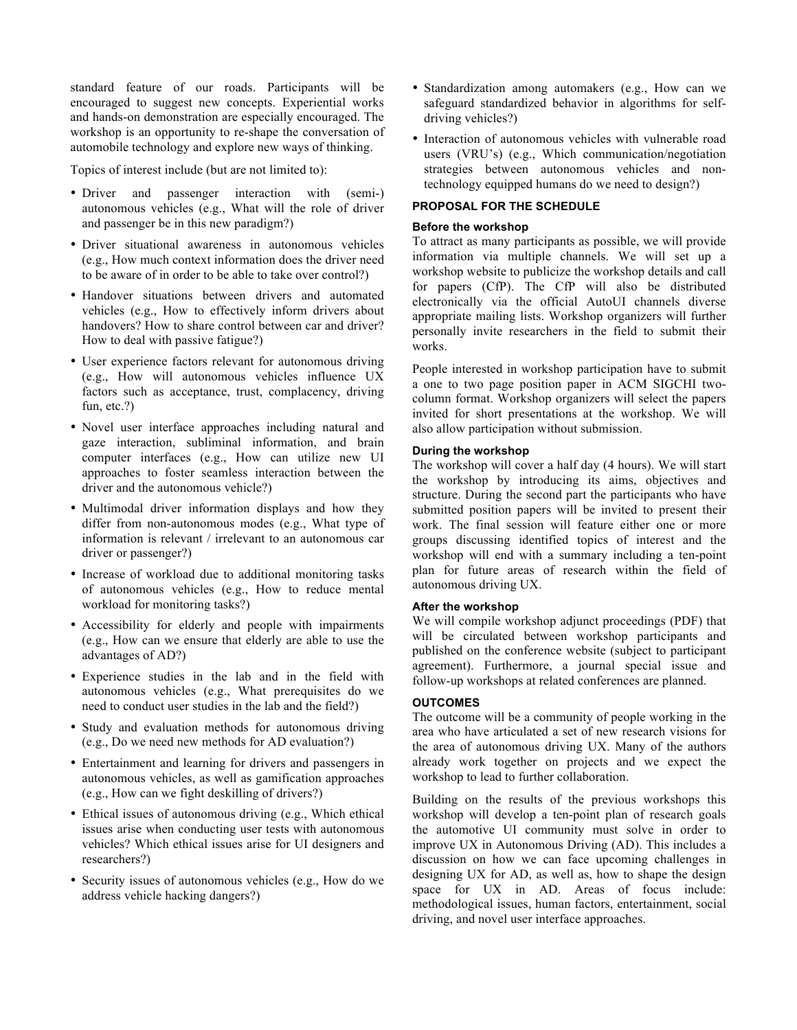standard feature of our roads. Participants will be encouraged to suggest new concepts. Experiential works and hands-on demonstration are especially encouraged. The workshop is an opportunity to re-shape the conversation of automobile technology and explore new ways of thinking.

Topics of interest include (but are not limited to):

- Driver and passenger interaction with (semi-) autonomous vehicles (e.g., What will the role of driver and passenger be in this new paradigm?)
- Driver situational awareness in autonomous vehicles (e.g., How much context information does the driver need to be aware of in order to be able to take over control?)
- Handover situations between drivers and automated vehicles (e.g., How to effectively inform drivers about handovers? How to share control between car and driver? How to deal with passive fatigue?)
- User experience factors relevant for autonomous driving (e.g., How will autonomous vehicles influence UX factors such as acceptance, trust, complacency, driving fun, etc.?)
- Novel user interface approaches including natural and gaze interaction, subliminal information, and brain computer interfaces (e.g., How can utilize new UI approaches to foster seamless interaction between the driver and the autonomous vehicle?)
- Multimodal driver information displays and how they differ from non-autonomous modes (e.g., What type of information is relevant / irrelevant to an autonomous car driver or passenger?)
- Increase of workload due to additional monitoring tasks of autonomous vehicles (e.g., How to reduce mental workload for monitoring tasks?)
- Accessibility for elderly and people with impairments (e.g., How can we ensure that elderly are able to use the advantages of AD?)
- Experience studies in the lab and in the field with autonomous vehicles (e.g., What prerequisites do we need to conduct user studies in the lab and the field?)
- Study and evaluation methods for autonomous driving (e.g., Do we need new methods for AD evaluation?)
- Entertainment and learning for drivers and passengers in autonomous vehicles, as well as gamification approaches (e.g., How can we fight deskilling of drivers?)
- Ethical issues of autonomous driving (e.g., Which ethical issues arise when conducting user tests with autonomous vehicles? Which ethical issues arise for UI designers and researchers?)
- Security issues of autonomous vehicles (e.g., How do we address vehicle hacking dangers?)
- Standardization among automakers (e.g., How can we safeguard standardized behavior in algorithms for self-driving vehicles?)
- Interaction of autonomous vehicles with vulnerable road users (VRU's) (e.g., Which communication/negotiation strategies between autonomous vehicles and non-technology equipped humans do we need to design?)

## PROPOSAL FOR THE SCHEDULE

### Before the workshop

To attract as many participants as possible, we will provide information via multiple channels. We will set up a workshop website to publicize the workshop details and call for papers (CfP). The CfP will also be distributed electronically via the official AutoUI channels diverse appropriate mailing lists. Workshop organizers will further personally invite researchers in the field to submit their works.

People interested in workshop participation have to submit a one to two page position paper in ACM SIGCHI two-column format. Workshop organizers will select the papers invited for short presentations at the workshop. We will also allow participation without submission.

### During the workshop

The workshop will cover a half day (4 hours). We will start the workshop by introducing its aims, objectives and structure. During the second part the participants who have submitted position papers will be invited to present their work. The final session will feature either one or more groups discussing identified topics of interest and the workshop will end with a summary including a ten-point plan for future areas of research within the field of autonomous driving UX.

### After the workshop

We will compile workshop adjunct proceedings (PDF) that will be circulated between workshop participants and published on the conference website (subject to participant agreement). Furthermore, a journal special issue and follow-up workshops at related conferences are planned.

## OUTCOMES

The outcome will be a community of people working in the area who have articulated a set of new research visions for the area of autonomous driving UX. Many of the authors already work together on projects and we expect the workshop to lead to further collaboration.

Building on the results of the previous workshops this workshop will develop a ten-point plan of research goals the automotive UI community must solve in order to improve UX in Autonomous Driving (AD). This includes a discussion on how we can face upcoming challenges in designing UX for AD, as well as, how to shape the design space for UX in AD. Areas of focus include: methodological issues, human factors, entertainment, social driving, and novel user interface approaches.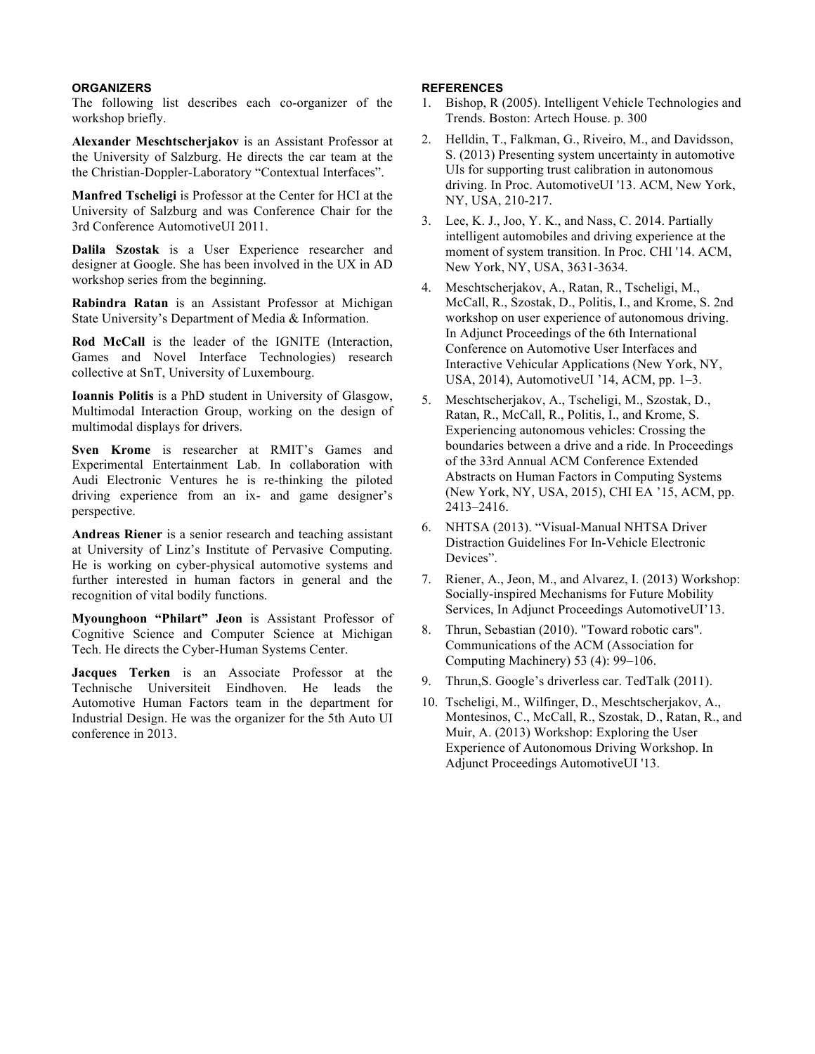## ORGANIZERS

The following list describes each co-organizer of the workshop briefly.

**Alexander Meschtscherjakov** is an Assistant Professor at the University of Salzburg. He directs the car team at the the Christian-Doppler-Laboratory “Contextual Interfaces”.

**Manfred Tscheligi** is Professor at the Center for HCI at the University of Salzburg and was Conference Chair for the 3rd Conference AutomotiveUI 2011.

**Dalila Szostak** is a User Experience researcher and designer at Google. She has been involved in the UX in AD workshop series from the beginning.

**Rabindra Ratan** is an Assistant Professor at Michigan State University’s Department of Media & Information.

**Rod McCall** is the leader of the IGNITE (Interaction, Games and Novel Interface Technologies) research collective at SnT, University of Luxembourg.

**Ioannis Politis** is a PhD student in University of Glasgow, Multimodal Interaction Group, working on the design of multimodal displays for drivers.

**Sven Krome** is researcher at RMIT’s Games and Experimental Entertainment Lab. In collaboration with Audi Electronic Ventures he is re-thinking the piloted driving experience from an ix- and game designer’s perspective.

**Andreas Riener** is a senior research and teaching assistant at University of Linz’s Institute of Pervasive Computing. He is working on cyber-physical automotive systems and further interested in human factors in general and the recognition of vital bodily functions.

**Myounghoon “Philart” Jeon** is Assistant Professor of Cognitive Science and Computer Science at Michigan Tech. He directs the Cyber-Human Systems Center.

**Jacques Terken** is an Associate Professor at the Technische Universiteit Eindhoven. He leads the Automotive Human Factors team in the department for Industrial Design. He was the organizer for the 5th Auto UI conference in 2013.

## REFERENCES

1. Bishop, R (2005). Intelligent Vehicle Technologies and Trends. Boston: Artech House. p. 300
2. Helldin, T., Falkman, G., Riveiro, M., and Davidsson, S. (2013) Presenting system uncertainty in automotive UIs for supporting trust calibration in autonomous driving. In Proc. AutomotiveUI '13. ACM, New York, NY, USA, 210-217.
3. Lee, K. J., Joo, Y. K., and Nass, C. 2014. Partially intelligent automobiles and driving experience at the moment of system transition. In Proc. CHI '14. ACM, New York, NY, USA, 3631-3634.
4. Meschtscherjakov, A., Ratan, R., Tscheligi, M., McCall, R., Szostak, D., Politis, I., and Krome, S. 2nd workshop on user experience of autonomous driving. In Adjunct Proceedings of the 6th International Conference on Automotive User Interfaces and Interactive Vehicular Applications (New York, NY, USA, 2014), AutomotiveUI ’14, ACM, pp. 1–3.
5. Meschtscherjakov, A., Tscheligi, M., Szostak, D., Ratan, R., McCall, R., Politis, I., and Krome, S. Experiencing autonomous vehicles: Crossing the boundaries between a drive and a ride. In Proceedings of the 33rd Annual ACM Conference Extended Abstracts on Human Factors in Computing Systems (New York, NY, USA, 2015), CHI EA ’15, ACM, pp. 2413–2416.
6. NHTSA (2013). “Visual-Manual NHTSA Driver Distraction Guidelines For In-Vehicle Electronic Devices”.
7. Riener, A., Jeon, M., and Alvarez, I. (2013) Workshop: Socially-inspired Mechanisms for Future Mobility Services, In Adjunct Proceedings AutomotiveUI’13.
8. Thrun, Sebastian (2010). "Toward robotic cars". Communications of the ACM (Association for Computing Machinery) 53 (4): 99–106.
9. Thrun,S. Google’s driverless car. TedTalk (2011).
10. Tscheligi, M., Wilfinger, D., Meschtscherjakov, A., Montesinos, C., McCall, R., Szostak, D., Ratan, R., and Muir, A. (2013) Workshop: Exploring the User Experience of Autonomous Driving Workshop. In Adjunct Proceedings AutomotiveUI '13.